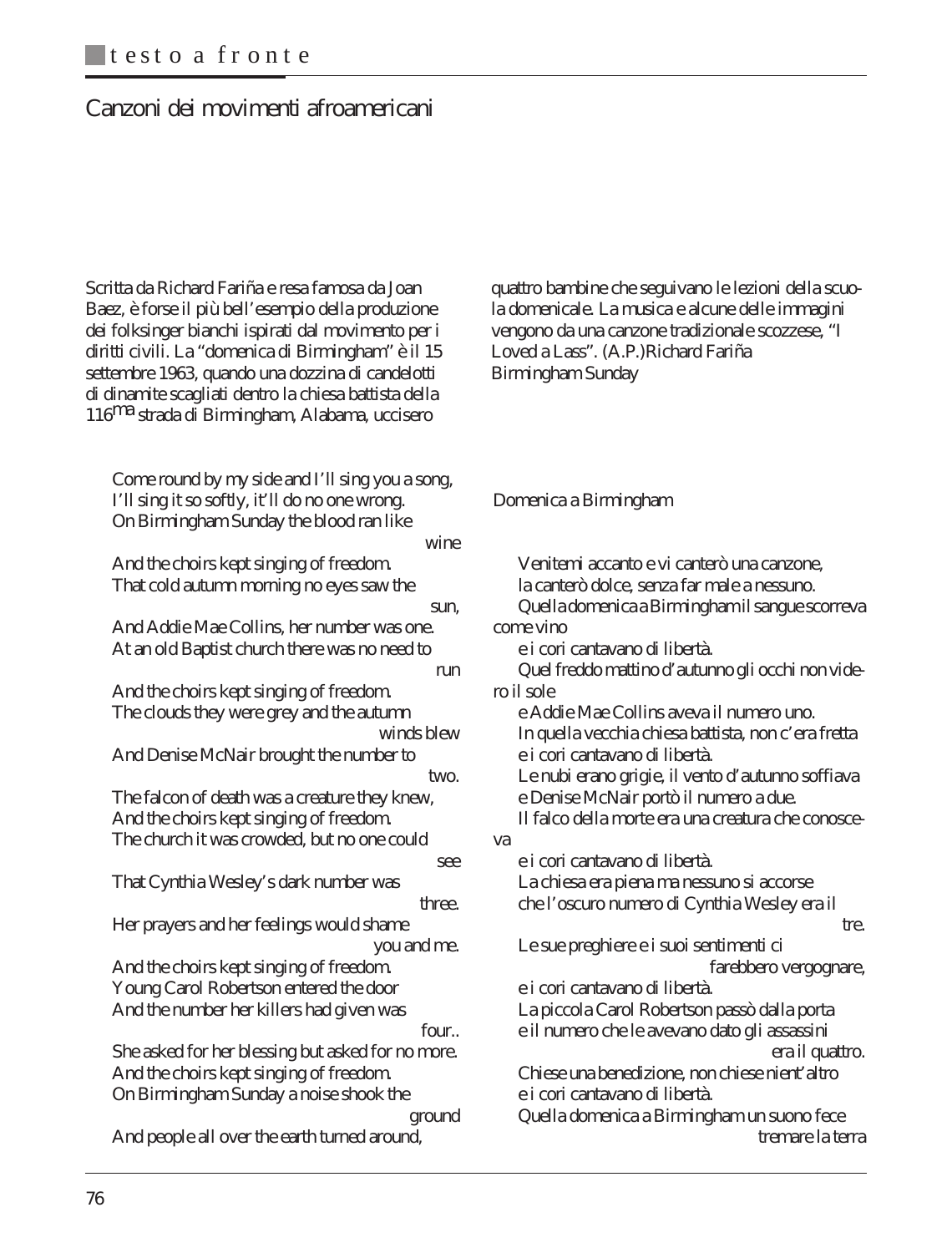# Canzoni dei movimenti afroamericani

Scritta da Richard Fariña e resa famosa da Joan Baez, è forse il più bell'esempio della produzione dei folksinger bianchi ispirati dal movimento per i diritti civili. La "domenica di Birmingham" è il 15 settembre 1963, quando una dozzina di candelotti di dinamite scagliati dentro la chiesa battista della 116ma strada di Birmingham, Alabama, uccisero quattro bambine che seguivano le lezioni della scuola domenicale. La musica e alcune delle immagini vengono da una canzone tradizionale scozzese, "I Loved a Lass". (A.P.)Richard Fariña

Birmingham Sunday

Come round by my side and I'll sing you a song,  
I'll sing it so softly, it'll do no one wrong.  
On Birmingham Sunday the blood ran like wine  
And the choirs kept singing of freedom.  
That cold autumn morning no eyes saw the sun,  
And Addie Mae Collins, her number was one.  
At an old Baptist church there was no need to run  
And the choirs kept singing of freedom.  
The clouds they were grey and the autumn winds blew  
And Denise McNair brought the number to two.  
The falcon of death was a creature they knew,  
And the choirs kept singing of freedom.  
The church it was crowded, but no one could see  
That Cynthia Wesley's dark number was three.  
Her prayers and her feelings would shame you and me.  
And the choirs kept singing of freedom.  
Young Carol Robertson entered the door  
And the number her killers had given was four..  
She asked for her blessing but asked for no more.  
And the choirs kept singing of freedom.  
On Birmingham Sunday a noise shook the ground  
And people all over the earth turned around,

Domenica a Birmingham

Venitemi accanto e vi canterò una canzone,  
la canterò dolce, senza far male a nessuno.  
Quella domenica a Birmingham il sangue scorreva come vino  
e i cori cantavano di libertà.  
Quel freddo mattino d'autunno gli occhi non videro il sole  
e Addie Mae Collins aveva il numero uno.  
In quella vecchia chiesa battista, non c'era fretta  
e i cori cantavano di libertà.  
Le nubi erano grigie, il vento d'autunno soffiava  
e Denise McNair portò il numero a due.  
Il falco della morte era una creatura che conosceva  
e i cori cantavano di libertà.  
La chiesa era piena ma nessuno si accorse  
che l'oscuro numero di Cynthia Wesley era il tre.  
Le sue preghiere e i suoi sentimenti ci farebbero vergognare,  
e i cori cantavano di libertà.  
La piccola Carol Robertson passò dalla porta  
e il numero che le avevano dato gli assassini era il quattro.  
Chiese una benedizione, non chiese nient'altro  
e i cori cantavano di libertà.  
Quella domenica a Birmingham un suono fece tremare la terra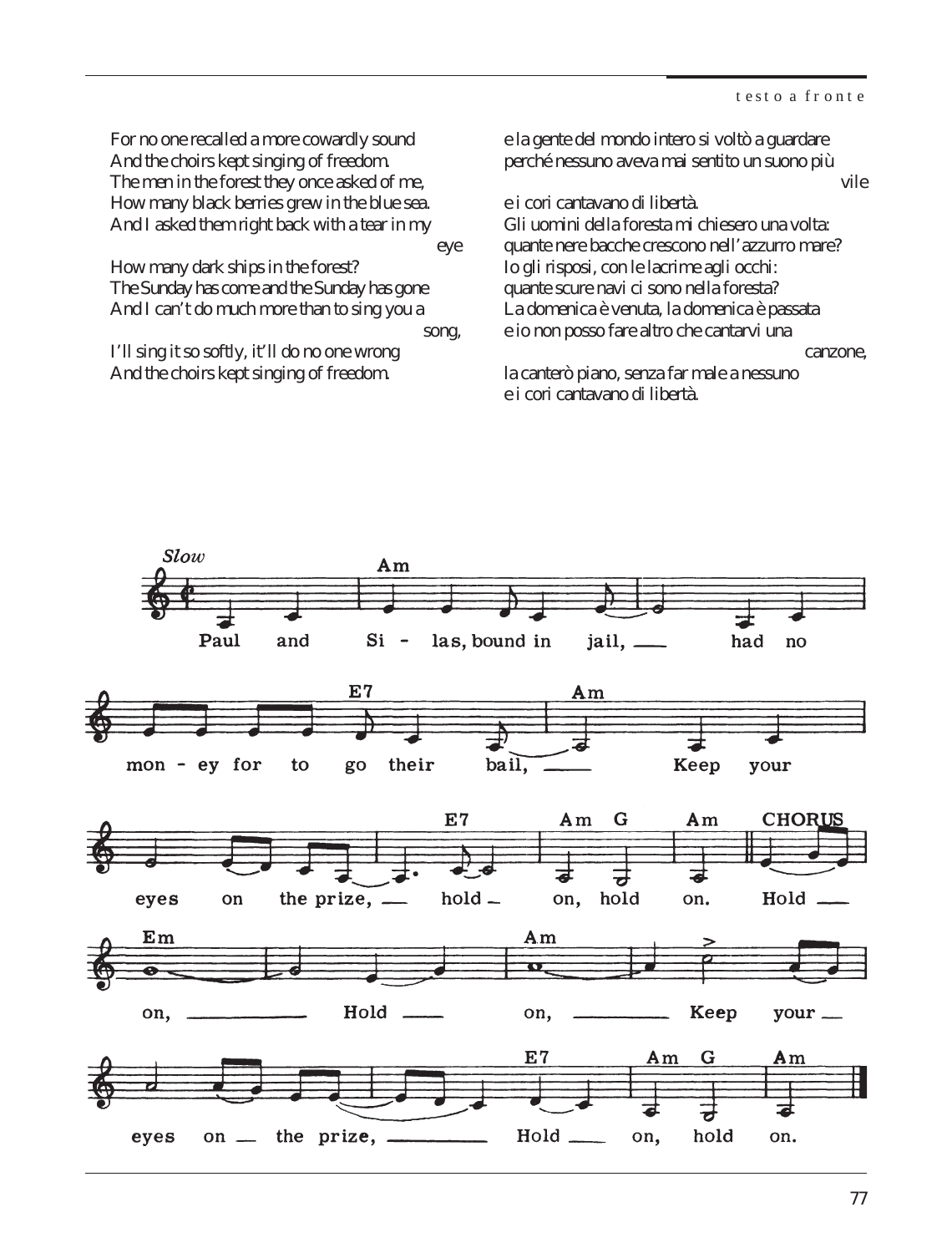For no one recalled a more cowardly sound
And the choirs kept singing of freedom.
The men in the forest they once asked of me,
How many black berries grew in the blue sea.
And I asked them right back with a tear in my eye
How many dark ships in the forest?
The Sunday has come and the Sunday has gone
And I can't do much more than to sing you a song,
I'll sing it so softly, it'll do no one wrong
And the choirs kept singing of freedom.

e la gente del mondo intero si voltò a guardare
perché nessuno aveva mai sentito un suono più vile
e i cori cantavano di libertà.
Gli uomini della foresta mi chiesero una volta:
quante nere bacche crescono nell'azzurro mare?
Io gli risposi, con le lacrime agli occhi:
quante scure navi ci sono nella foresta?
La domenica è venuta, la domenica è passata
e io non posso fare altro che cantarvi una canzone,
la canterò piano, senza far male a nessuno
e i cori cantavano di libertà.

*Slow*

Paul and Silas, bound in jail, had no money for to go their bail, Keep your eyes on the prize, hold on, hold on.

CHORUS

Hold on, Hold on, Keep your eyes on the prize, Hold on, hold on.